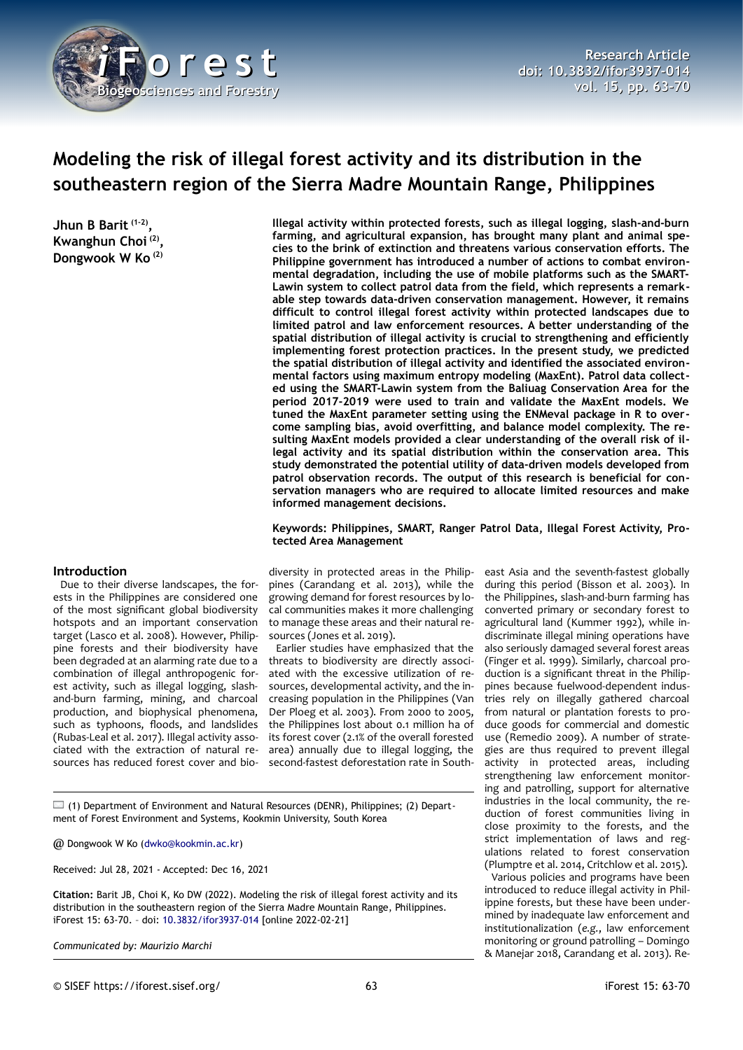# Modeling the risk of illegal forest activity and its distribution in the southeastern region of the Sierra Madre Mountain Range, Philippines

**Jhun B Barit [1-2], Kwanghun Choi [2], Dongwook W Ko [2]**

**Illegal activity within protected forests, such as illegal logging, slash-and-burn farming, and agricultural expansion, has brought many plant and animal species to the brink of extinction and threatens various conservation efforts. The Philippine government has introduced a number of actions to combat environmental degradation, including the use of mobile platforms such as the SMART-Lawin system to collect patrol data from the field, which represents a remarkable step towards data-driven conservation management. However, it remains difficult to control illegal forest activity within protected landscapes due to limited patrol and law enforcement resources. A better understanding of the spatial distribution of illegal activity is crucial to strengthening and efficiently implementing forest protection practices. In the present study, we predicted the spatial distribution of illegal activity and identified the associated environmental factors using maximum entropy modeling (MaxEnt). Patrol data collected using the SMART-Lawin system from the Baliuag Conservation Area for the period 2017-2019 were used to train and validate the MaxEnt models. We tuned the MaxEnt parameter setting using the ENMeval package in R to overcome sampling bias, avoid overfitting, and balance model complexity. The resulting MaxEnt models provided a clear understanding of the overall risk of illegal activity and its spatial distribution within the conservation area. This study demonstrated the potential utility of data-driven models developed from patrol observation records. The output of this research is beneficial for conservation managers who are required to allocate limited resources and make informed management decisions.**

**Keywords: Philippines, SMART, Ranger Patrol Data, Illegal Forest Activity, Protected Area Management**

## Introduction

Due to their diverse landscapes, the forests in the Philippines are considered one of the most significant global biodiversity hotspots and an important conservation target (Lasco et al. 2008). However, Philippine forests and their biodiversity have been degraded at an alarming rate due to a combination of illegal anthropogenic forest activity, such as illegal logging, slash-and-burn farming, mining, and charcoal production, and biophysical phenomena, such as typhoons, floods, and landslides (Rubas-Leal et al. 2017). Illegal activity associated with the extraction of natural resources has reduced forest cover and biodiversity in protected areas in the Philippines (Carandang et al. 2013), while the growing demand for forest resources by local communities makes it more challenging to manage these areas and their natural resources (Jones et al. 2019).

Earlier studies have emphasized that the threats to biodiversity are directly associated with the excessive utilization of resources, developmental activity, and the increasing population in the Philippines (Van Der Ploeg et al. 2003). From 2000 to 2005, the Philippines lost about 0.1 million ha of its forest cover (2.1% of the overall forested area) annually due to illegal logging, the second-fastest deforestation rate in Southeast Asia and the seventh-fastest globally during this period (Bisson et al. 2003). In the Philippines, slash-and-burn farming has converted primary or secondary forest to agricultural land (Kummer 1992), while indiscriminate illegal mining operations have also seriously damaged several forest areas (Finger et al. 1999). Similarly, charcoal production is a significant threat in the Philippines because fuelwood-dependent industries rely on illegally gathered charcoal from natural or plantation forests to produce goods for commercial and domestic use (Remedio 2009). A number of strategies are thus required to prevent illegal activity in protected areas, including strengthening law enforcement monitoring and patrolling, support for alternative industries in the local community, the reduction of forest communities living in close proximity to the forests, and the strict implementation of laws and regulations related to forest conservation (Plumptre et al. 2014, Critchlow et al. 2015).

Various policies and programs have been introduced to reduce illegal activity in Philippine forests, but these have been undermined by inadequate law enforcement and institutionalization (*e.g.*, law enforcement monitoring or ground patrolling – Domingo & Manejar 2018, Carandang et al. 2013). Re-

(1) Department of Environment and Natural Resources (DENR), Philippines; (2) Department of Forest Environment and Systems, Kookmin University, South Korea

@ Dongwook W Ko (dwko@kookmin.ac.kr)

Received: Jul 28, 2021 - Accepted: Dec 16, 2021

**Citation:** Barit JB, Choi K, Ko DW (2022). Modeling the risk of illegal forest activity and its distribution in the southeastern region of the Sierra Madre Mountain Range, Philippines. iForest 15: 63-70. – doi: 10.3832/ifor3937-014 [online 2022-02-21]

*Communicated by: Maurizio Marchi*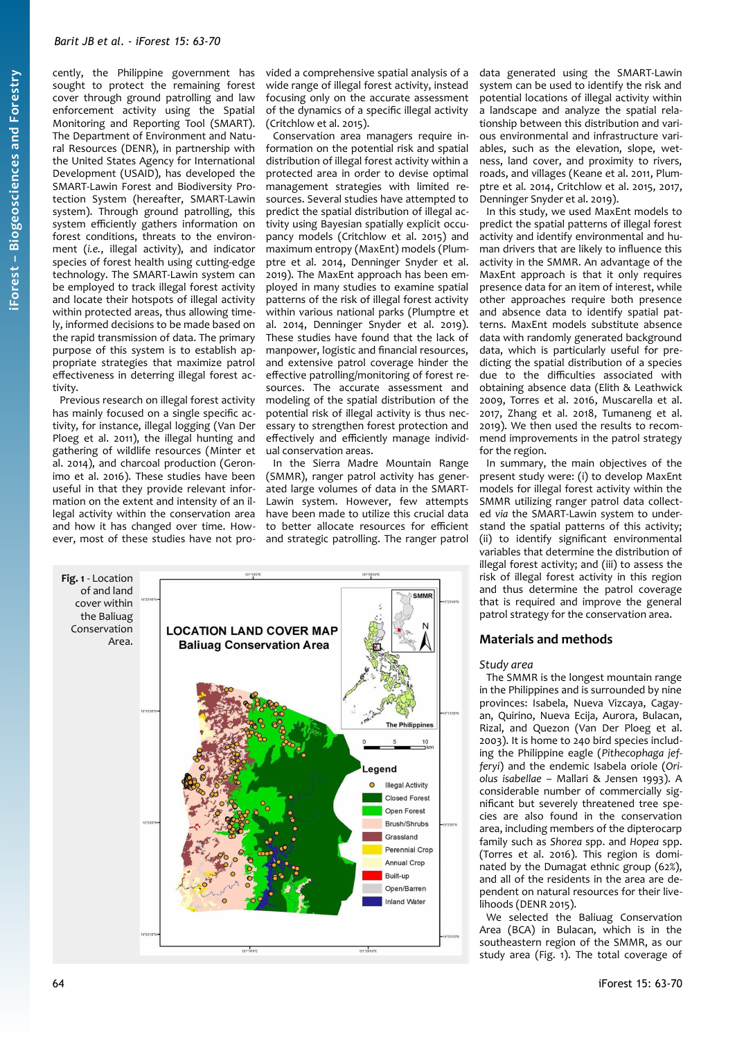cently, the Philippine government has sought to protect the remaining forest cover through ground patrolling and law enforcement activity using the Spatial Monitoring and Reporting Tool (SMART). The Department of Environment and Natural Resources (DENR), in partnership with the United States Agency for International Development (USAID), has developed the SMART-Lawin Forest and Biodiversity Protection System (hereafter, SMART-Lawin system). Through ground patrolling, this system efficiently gathers information on forest conditions, threats to the environment (*i.e.*, illegal activity), and indicator species of forest health using cutting-edge technology. The SMART-Lawin system can be employed to track illegal forest activity and locate their hotspots of illegal activity within protected areas, thus allowing timely, informed decisions to be made based on the rapid transmission of data. The primary purpose of this system is to establish appropriate strategies that maximize patrol effectiveness in deterring illegal forest activity.

Previous research on illegal forest activity has mainly focused on a single specific activity, for instance, illegal logging (Van Der Ploeg et al. 2011), the illegal hunting and gathering of wildlife resources (Minter et al. 2014), and charcoal production (Geronimo et al. 2016). These studies have been useful in that they provide relevant information on the extent and intensity of an illegal activity within the conservation area and how it has changed over time. However, most of these studies have not provided a comprehensive spatial analysis of a wide range of illegal forest activity, instead focusing only on the accurate assessment of the dynamics of a specific illegal activity (Critchlow et al. 2015).

Conservation area managers require information on the potential risk and spatial distribution of illegal forest activity within a protected area in order to devise optimal management strategies with limited resources. Several studies have attempted to predict the spatial distribution of illegal activity using Bayesian spatially explicit occupancy models (Critchlow et al. 2015) and maximum entropy (MaxEnt) models (Plumptre et al. 2014, Denninger Snyder et al. 2019). The MaxEnt approach has been employed in many studies to examine spatial patterns of the risk of illegal forest activity within various national parks (Plumptre et al. 2014, Denninger Snyder et al. 2019). These studies have found that the lack of manpower, logistic and financial resources, and extensive patrol coverage hinder the effective patrolling/monitoring of forest resources. The accurate assessment and modeling of the spatial distribution of the potential risk of illegal activity is thus necessary to strengthen forest protection and effectively and efficiently manage individual conservation areas.

In the Sierra Madre Mountain Range (SMMR), ranger patrol activity has generated large volumes of data in the SMART-Lawin system. However, few attempts have been made to utilize this crucial data to better allocate resources for efficient and strategic patrolling. The ranger patrol data generated using the SMART-Lawin system can be used to identify the risk and potential locations of illegal activity within a landscape and analyze the spatial relationship between this distribution and various environmental and infrastructure variables, such as the elevation, slope, wetness, land cover, and proximity to rivers, roads, and villages (Keane et al. 2011, Plumptre et al. 2014, Critchlow et al. 2015, 2017, Denninger Snyder et al. 2019).

In this study, we used MaxEnt models to predict the spatial patterns of illegal forest activity and identify environmental and human drivers that are likely to influence this activity in the SMMR. An advantage of the MaxEnt approach is that it only requires presence data for an item of interest, while other approaches require both presence and absence data to identify spatial patterns. MaxEnt models substitute absence data with randomly generated background data, which is particularly useful for predicting the spatial distribution of a species due to the difficulties associated with obtaining absence data (Elith & Leathwick 2009, Torres et al. 2016, Muscarella et al. 2017, Zhang et al. 2018, Tumaneng et al. 2019). We then used the results to recommend improvements in the patrol strategy for the region.

In summary, the main objectives of the present study were: (i) to develop MaxEnt models for illegal forest activity within the SMMR utilizing ranger patrol data collected *via* the SMART-Lawin system to understand the spatial patterns of this activity; (ii) to identify significant environmental variables that determine the distribution of illegal forest activity; and (iii) to assess the risk of illegal forest activity in this region and thus determine the patrol coverage that is required and improve the general patrol strategy for the conservation area.

## Materials and methods

### Study area

The SMMR is the longest mountain range in the Philippines and is surrounded by nine provinces: Isabela, Nueva Vizcaya, Cagayan, Quirino, Nueva Ecija, Aurora, Bulacan, Rizal, and Quezon (Van Der Ploeg et al. 2003). It is home to 240 bird species including the Philippine eagle (*Pithecophaga jefferyi*) and the endemic Isabela oriole (*Oriolus isabellae* – Mallari & Jensen 1993). A considerable number of commercially significant but severely threatened tree species are also found in the conservation area, including members of the dipterocarp family such as *Shorea* spp. and *Hopea* spp. (Torres et al. 2016). This region is dominated by the Dumagat ethnic group (62%), and all of the residents in the area are dependent on natural resources for their livelihoods (DENR 2015).

We selected the Baliuag Conservation Area (BCA) in Bulacan, which is in the southeastern region of the SMMR, as our study area (Fig. 1). The total coverage of

**Fig. 1** - Location of and land cover within the Baliuag Conservation Area.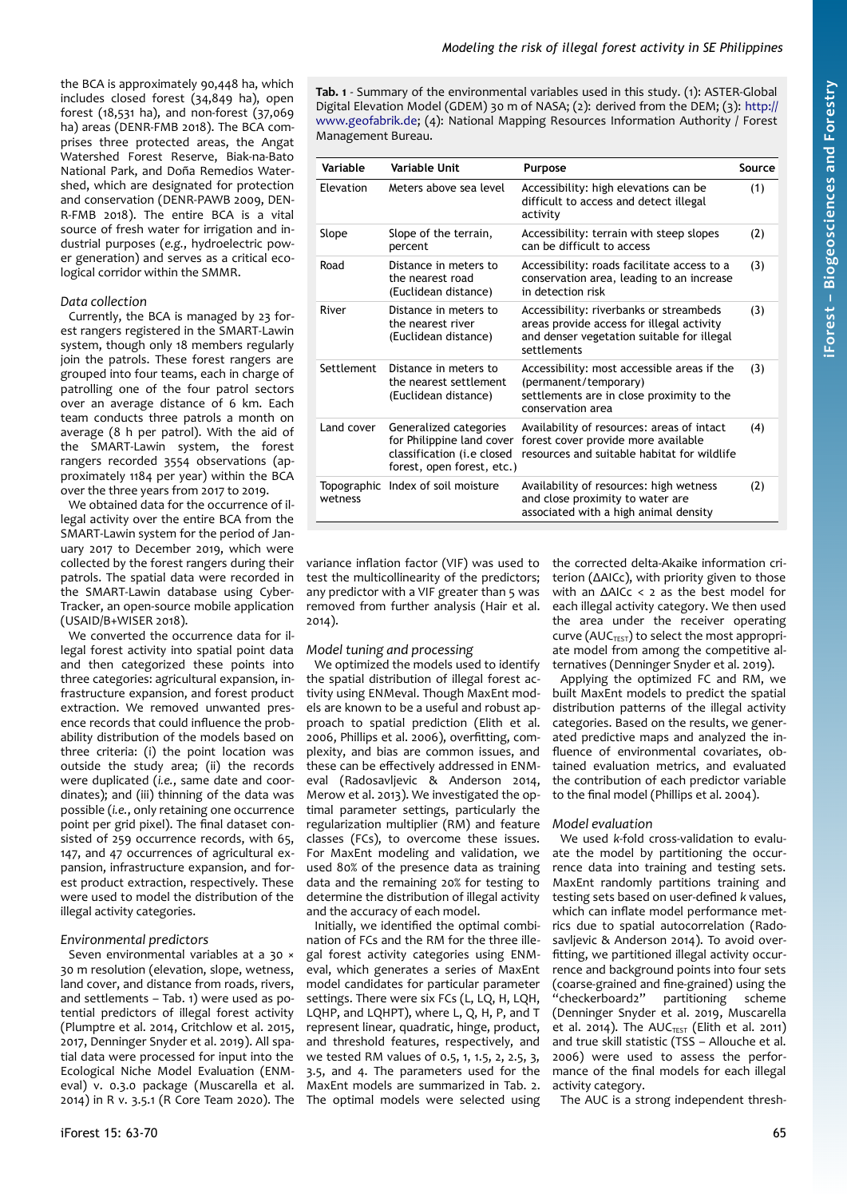the BCA is approximately 90,448 ha, which includes closed forest (34,849 ha), open forest (18,531 ha), and non-forest (37,069 ha) areas (DENR-FMB 2018). The BCA comprises three protected areas, the Angat Watershed Forest Reserve, Biak-na-Bato National Park, and Doña Remedios Watershed, which are designated for protection and conservation (DENR-PAWB 2009, DENR-FMB 2018). The entire BCA is a vital source of fresh water for irrigation and industrial purposes (*e.g.*, hydroelectric power generation) and serves as a critical ecological corridor within the SMMR.

### *Data collection*

Currently, the BCA is managed by 23 forest rangers registered in the SMART-Lawin system, though only 18 members regularly join the patrols. These forest rangers are grouped into four teams, each in charge of patrolling one of the four patrol sectors over an average distance of 6 km. Each team conducts three patrols a month on average (8 h per patrol). With the aid of the SMART-Lawin system, the forest rangers recorded 3554 observations (approximately 1184 per year) within the BCA over the three years from 2017 to 2019.

We obtained data for the occurrence of illegal activity over the entire BCA from the SMART-Lawin system for the period of January 2017 to December 2019, which were collected by the forest rangers during their patrols. The spatial data were recorded in the SMART-Lawin database using CyberTracker, an open-source mobile application (USAID/B+WISER 2018).

We converted the occurrence data for illegal forest activity into spatial point data and then categorized these points into three categories: agricultural expansion, infrastructure expansion, and forest product extraction. We removed unwanted presence records that could influence the probability distribution of the models based on three criteria: (i) the point location was outside the study area; (ii) the records were duplicated (*i.e.*, same date and coordinates); and (iii) thinning of the data was possible (*i.e.*, only retaining one occurrence point per grid pixel). The final dataset consisted of 259 occurrence records, with 65, 147, and 47 occurrences of agricultural expansion, infrastructure expansion, and forest product extraction, respectively. These were used to model the distribution of the illegal activity categories.

### *Environmental predictors*

Seven environmental variables at a 30 × 30 m resolution (elevation, slope, wetness, land cover, and distance from roads, rivers, and settlements – Tab. 1) were used as potential predictors of illegal forest activity (Plumptre et al. 2014, Critchlow et al. 2015, 2017, Denninger Snyder et al. 2019). All spatial data were processed for input into the Ecological Niche Model Evaluation (ENMeval) v. 0.3.0 package (Muscarella et al. 2014) in R v. 3.5.1 (R Core Team 2020). The variance inflation factor (VIF) was used to test the multicollinearity of the predictors; any predictor with a VIF greater than 5 was removed from further analysis (Hair et al. 2014).

**Tab. 1** - Summary of the environmental variables used in this study. (1): ASTER-Global Digital Elevation Model (GDEM) 30 m of NASA; (2): derived from the DEM; (3): http://www.geofabrik.de; (4): National Mapping Resources Information Authority / Forest Management Bureau.

| Variable | Variable Unit | Purpose | Source |
|---|---|---|---|
| Elevation | Meters above sea level | Accessibility: high elevations can be difficult to access and detect illegal activity | (1) |
| Slope | Slope of the terrain, percent | Accessibility: terrain with steep slopes can be difficult to access | (2) |
| Road | Distance in meters to the nearest road (Euclidean distance) | Accessibility: roads facilitate access to a conservation area, leading to an increase in detection risk | (3) |
| River | Distance in meters to the nearest river (Euclidean distance) | Accessibility: riverbanks or streambeds areas provide access for illegal activity and denser vegetation suitable for illegal settlements | (3) |
| Settlement | Distance in meters to the nearest settlement (Euclidean distance) | Accessibility: most accessible areas if the (permanent/temporary) settlements are in close proximity to the conservation area | (3) |
| Land cover | Generalized categories for Philippine land cover classification (i.e closed forest, open forest, etc.) | Availability of resources: areas of intact forest cover provide more available resources and suitable habitat for wildlife | (4) |
| Topographic wetness | Index of soil moisture | Availability of resources: high wetness and close proximity to water are associated with a high animal density | (2) |

### *Model tuning and processing*

We optimized the models used to identify the spatial distribution of illegal forest activity using ENMeval. Though MaxEnt models are known to be a useful and robust approach to spatial prediction (Elith et al. 2006, Phillips et al. 2006), overfitting, complexity, and bias are common issues, and these can be effectively addressed in ENMeval (Radosavljevic & Anderson 2014, Merow et al. 2013). We investigated the optimal parameter settings, particularly the regularization multiplier (RM) and feature classes (FCs), to overcome these issues. For MaxEnt modeling and validation, we used 80% of the presence data as training data and the remaining 20% for testing to determine the distribution of illegal activity and the accuracy of each model.

Initially, we identified the optimal combination of FCs and the RM for the three illegal forest activity categories using ENMeval, which generates a series of MaxEnt model candidates for particular parameter settings. There were six FCs (L, LQ, H, LQH, LQHP, and LQHPT), where L, Q, H, P, and T represent linear, quadratic, hinge, product, and threshold features, respectively, and we tested RM values of 0.5, 1, 1.5, 2, 2.5, 3, 3.5, and 4. The parameters used for the MaxEnt models are summarized in Tab. 2. The optimal models were selected using the corrected delta-Akaike information criterion (ΔAICc), with priority given to those with an ΔAICc < 2 as the best model for each illegal activity category. We then used the area under the receiver operating curve ($AUC_{TEST}$) to select the most appropriate model from among the competitive alternatives (Denninger Snyder et al. 2019).

Applying the optimized FC and RM, we built MaxEnt models to predict the spatial distribution patterns of the illegal activity categories. Based on the results, we generated predictive maps and analyzed the influence of environmental covariates, obtained evaluation metrics, and evaluated the contribution of each predictor variable to the final model (Phillips et al. 2004).

### *Model evaluation*

We used *k*-fold cross-validation to evaluate the model by partitioning the occurrence data into training and testing sets. MaxEnt randomly partitions training and testing sets based on user-defined *k* values, which can inflate model performance metrics due to spatial autocorrelation (Radosavljevic & Anderson 2014). To avoid overfitting, we partitioned illegal activity occurrence and background points into four sets (coarse-grained and fine-grained) using the "checkerboard2" partitioning scheme (Denninger Snyder et al. 2019, Muscarella et al. 2014). The $AUC_{TEST}$ (Elith et al. 2011) and true skill statistic (TSS – Allouche et al. 2006) were used to assess the performance of the final models for each illegal activity category.

The AUC is a strong independent thresh-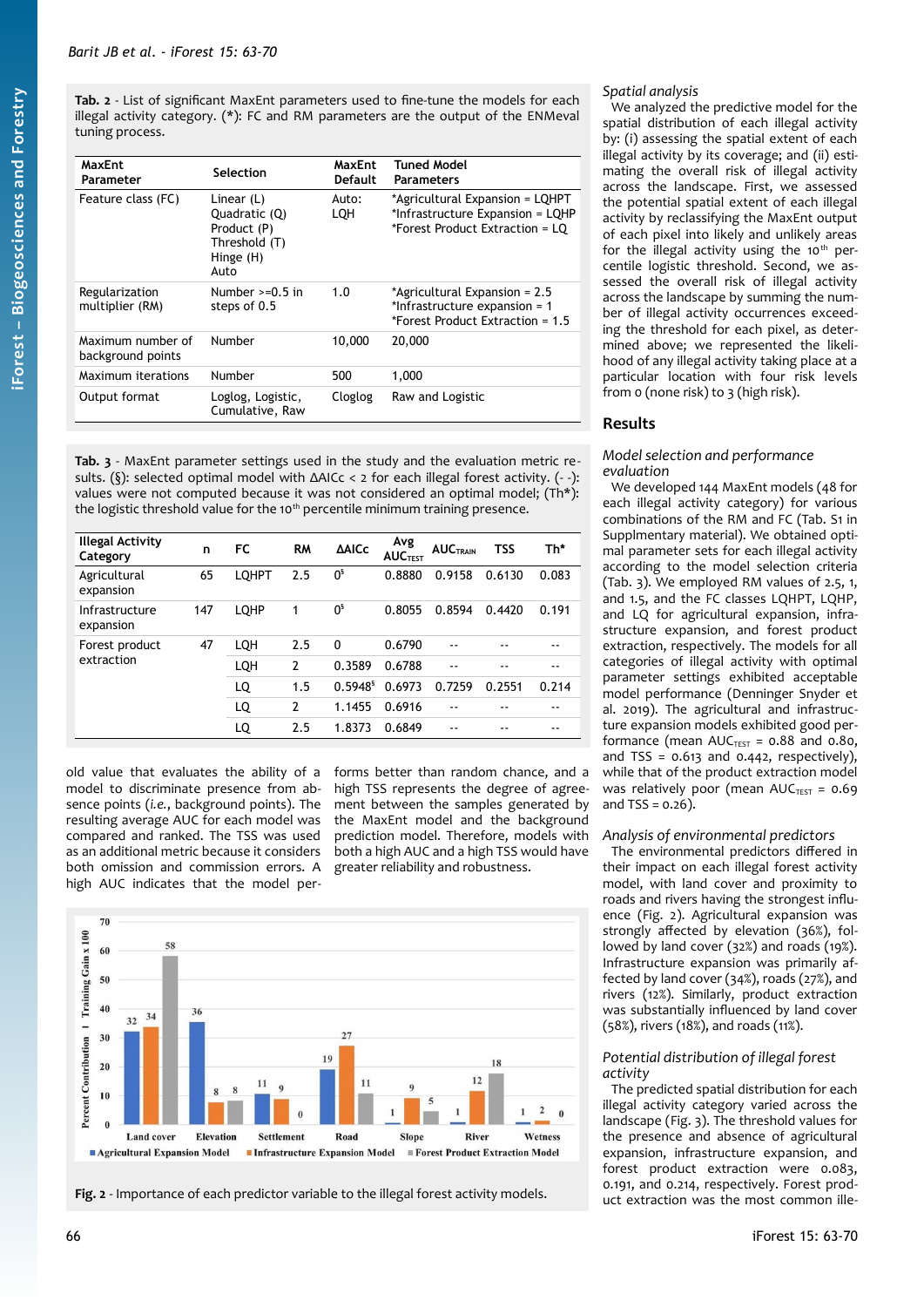**Tab. 2** - List of significant MaxEnt parameters used to fine-tune the models for each illegal activity category. (*): FC and RM parameters are the output of the ENMeval tuning process.

| MaxEnt Parameter | Selection | MaxEnt Default | Tuned Model Parameters |
|---|---|---|---|
| Feature class (FC) | Linear (L) Quadratic (Q) Product (P) Threshold (T) Hinge (H) Auto | Auto: LQH | *Agricultural Expansion = LQHPT *Infrastructure Expansion = LQHP *Forest Product Extraction = LQ |
| Regularization multiplier (RM) | Number >=0.5 in steps of 0.5 | 1.0 | *Agricultural Expansion = 2.5 *Infrastructure expansion = 1 *Forest Product Extraction = 1.5 |
| Maximum number of background points | Number | 10,000 | 20,000 |
| Maximum iterations | Number | 500 | 1,000 |
| Output format | Loglog, Logistic, Cumulative, Raw | Cloglog | Raw and Logistic |

**Tab. 3** - MaxEnt parameter settings used in the study and the evaluation metric results. (§): selected optimal model with ΔAICc < 2 for each illegal forest activity. (- -): values were not computed because it was not considered an optimal model; (Th*): the logistic threshold value for the 10th percentile minimum training presence.

| Illegal Activity Category | n | FC | RM | ΔAICc | Avg $AUC_{TEST}$ | $AUC_{TRAIN}$ | TSS | Th* |
|---|---|---|---|---|---|---|---|---|
| Agricultural expansion | 65 | LQHPT | 2.5 | 0§ | 0.8880 | 0.9158 | 0.6130 | 0.083 |
| Infrastructure expansion | 147 | LQHP | 1 | 0§ | 0.8055 | 0.8594 | 0.4420 | 0.191 |
| Forest product extraction | 47 | LQH | 2.5 | 0 | 0.6790 | -- | -- | -- |
| | | LQH | 2 | 0.3589 | 0.6788 | -- | -- | -- |
| | | LQ | 1.5 | 0.5948§ | 0.6973 | 0.7259 | 0.2551 | 0.214 |
| | | LQ | 2 | 1.1455 | 0.6916 | -- | -- | -- |
| | | LQ | 2.5 | 1.8373 | 0.6849 | -- | -- | -- |

old value that evaluates the ability of a model to discriminate presence from absence points (*i.e.*, background points). The resulting average AUC for each model was compared and ranked. The TSS was used as an additional metric because it considers both omission and commission errors. A high AUC indicates that the model performs better than random chance, and a high TSS represents the degree of agreement between the samples generated by the MaxEnt model and the background prediction model. Therefore, models with both a high AUC and a high TSS would have greater reliability and robustness.

**Fig. 2** - Importance of each predictor variable to the illegal forest activity models.

### *Spatial analysis*

We analyzed the predictive model for the spatial distribution of each illegal activity by: (i) assessing the spatial extent of each illegal activity by its coverage; and (ii) estimating the overall risk of illegal activity across the landscape. First, we assessed the potential spatial extent of each illegal activity by reclassifying the MaxEnt output of each pixel into likely and unlikely areas for the illegal activity using the 10th percentile logistic threshold. Second, we assessed the overall risk of illegal activity across the landscape by summing the number of illegal activity occurrences exceeding the threshold for each pixel, as determined above; we represented the likelihood of any illegal activity taking place at a particular location with four risk levels from 0 (none risk) to 3 (high risk).

## Results

### *Model selection and performance evaluation*

We developed 144 MaxEnt models (48 for each illegal activity category) for various combinations of the RM and FC (Tab. S1 in Supplymentary material). We obtained optimal parameter sets for each illegal activity according to the model selection criteria (Tab. 3). We employed RM values of 2.5, 1, and 1.5, and the FC classes LQHPT, LQHP, and LQ for agricultural expansion, infrastructure expansion, and forest product extraction, respectively. The models for all categories of illegal activity with optimal parameter settings exhibited acceptable model performance (Denninger Snyder et al. 2019). The agricultural and infrastructure expansion models exhibited good performance (mean $AUC_{TEST}$ = 0.88 and 0.80, and TSS = 0.613 and 0.442, respectively), while that of the product extraction model was relatively poor (mean $AUC_{TEST}$ = 0.69 and TSS = 0.26).

### *Analysis of environmental predictors*

The environmental predictors differed in their impact on each illegal forest activity model, with land cover and proximity to roads and rivers having the strongest influence (Fig. 2). Agricultural expansion was strongly affected by elevation (36%), followed by land cover (32%) and roads (19%). Infrastructure expansion was primarily affected by land cover (34%), roads (27%), and rivers (12%). Similarly, product extraction was substantially influenced by land cover (58%), rivers (18%), and roads (11%).

### *Potential distribution of illegal forest activity*

The predicted spatial distribution for each illegal activity category varied across the landscape (Fig. 3). The threshold values for the presence and absence of agricultural expansion, infrastructure expansion, and forest product extraction were 0.083, 0.191, and 0.214, respectively. Forest product extraction was the most common ille-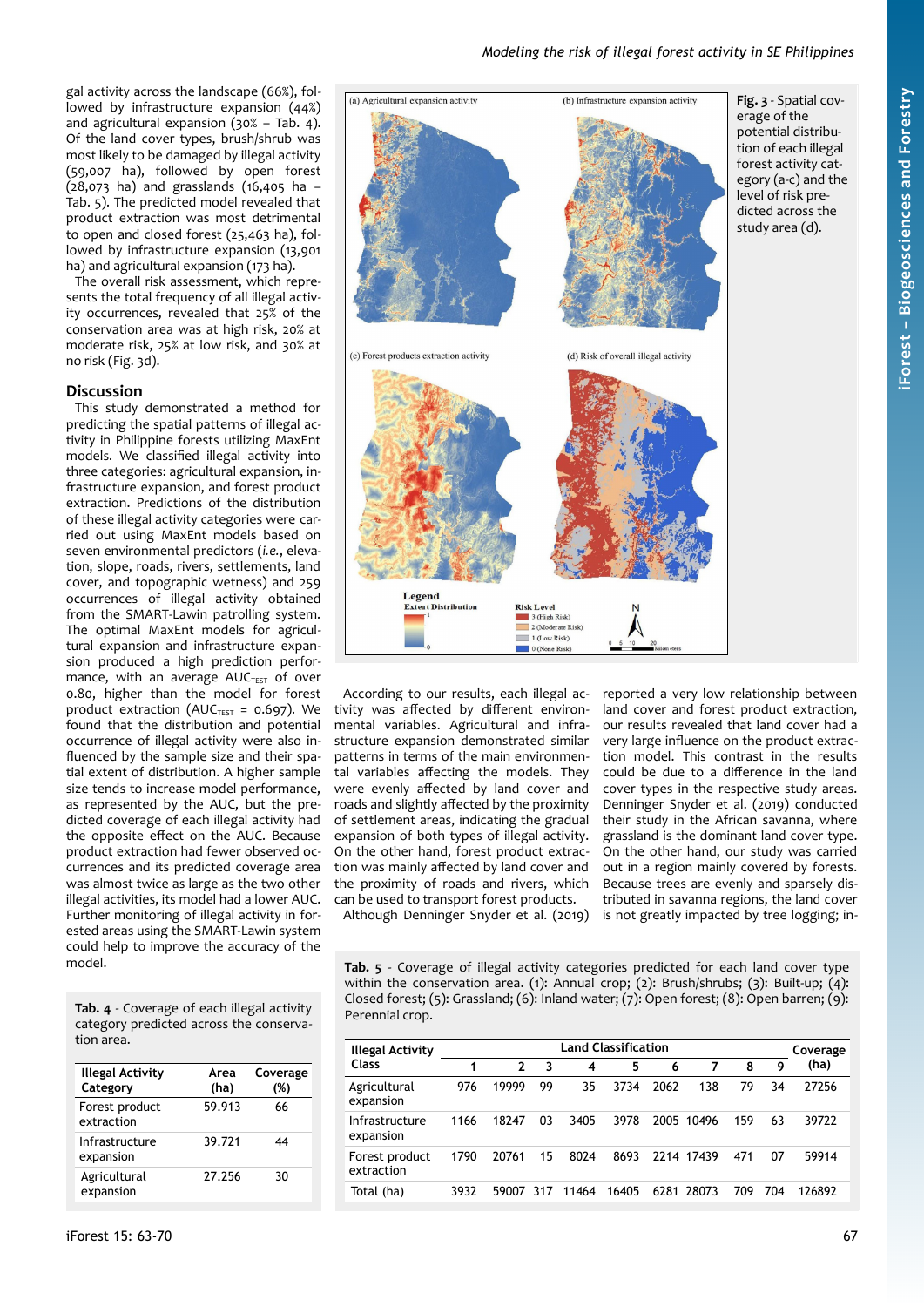gal activity across the landscape (66%), followed by infrastructure expansion (44%) and agricultural expansion (30% – Tab. 4). Of the land cover types, brush/shrub was most likely to be damaged by illegal activity (59,007 ha), followed by open forest (28,073 ha) and grasslands (16,405 ha – Tab. 5). The predicted model revealed that product extraction was most detrimental to open and closed forest (25,463 ha), followed by infrastructure expansion (13,901 ha) and agricultural expansion (173 ha).

The overall risk assessment, which represents the total frequency of all illegal activity occurrences, revealed that 25% of the conservation area was at high risk, 20% at moderate risk, 25% at low risk, and 30% at no risk (Fig. 3d).

## Discussion

This study demonstrated a method for predicting the spatial patterns of illegal activity in Philippine forests utilizing MaxEnt models. We classified illegal activity into three categories: agricultural expansion, infrastructure expansion, and forest product extraction. Predictions of the distribution of these illegal activity categories were carried out using MaxEnt models based on seven environmental predictors (*i.e.*, elevation, slope, roads, rivers, settlements, land cover, and topographic wetness) and 259 occurrences of illegal activity obtained from the SMART-Lawin patrolling system. The optimal MaxEnt models for agricultural expansion and infrastructure expansion produced a high prediction performance, with an average $AUC_{TEST}$ of over 0.80, higher than the model for forest product extraction ($AUC_{TEST}$ = 0.697). We found that the distribution and potential occurrence of illegal activity were also influenced by the sample size and their spatial extent of distribution. A higher sample size tends to increase model performance, as represented by the AUC, but the predicted coverage of each illegal activity had the opposite effect on the AUC. Because forest product extraction had fewer observed occurrences and its predicted coverage area was almost twice as large as the two other illegal activities, its model had a lower AUC. Further monitoring of illegal activity in forested areas using the SMART-Lawin system could help to improve the accuracy of the model.

Tab. 4 - Coverage of each illegal activity category predicted across the conservation area.

| Illegal Activity Category | Area (ha) | Coverage (%) |
|---|---|---|
| Forest product extraction | 59.913 | 66 |
| Infrastructure expansion | 39.721 | 44 |
| Agricultural expansion | 27.256 | 30 |

Fig. 3 - Spatial coverage of the potential distribution of each illegal forest activity category (a-c) and the level of risk predicted across the study area (d).

According to our results, each illegal activity was affected by different environmental variables. Agricultural and infrastructure expansion demonstrated similar patterns in terms of the main environmental variables affecting the models. They were evenly affected by land cover and roads and slightly affected by the proximity of settlement areas, indicating the gradual expansion of both types of illegal activity. On the other hand, forest product extraction was mainly affected by land cover and the proximity of roads and rivers, which can be used to transport forest products.

Although Denninger Snyder et al. (2019) reported a very low relationship between land cover and forest product extraction, our results revealed that land cover had a very large influence on the product extraction model. This contrast in the results could be due to a difference in the land cover types in the respective study areas. Denninger Snyder et al. (2019) conducted their study in the African savanna, where grassland is the dominant land cover type. On the other hand, our study was carried out in a region mainly covered by forests. Because trees are evenly and sparsely distributed in savanna regions, the land cover is not greatly impacted by tree logging; in-

Tab. 5 - Coverage of illegal activity categories predicted for each land cover type within the conservation area. (1): Annual crop; (2): Brush/shrubs; (3): Built-up; (4): Closed forest; (5): Grassland; (6): Inland water; (7): Open forest; (8): Open barren; (9): Perennial crop.

| Illegal Activity Class | Land Classification | | | | | | | | | Coverage (ha) |
|---|---|---|---|---|---|---|---|---|---|---|
| | 1 | 2 | 3 | 4 | 5 | 6 | 7 | 8 | 9 | |
| Agricultural expansion | 976 | 19999 | 99 | 35 | 3734 | 2062 | 138 | 79 | 34 | 27256 |
| Infrastructure expansion | 1166 | 18247 | 03 | 3405 | 3978 | 2005 | 10496 | 159 | 63 | 39722 |
| Forest product extraction | 1790 | 20761 | 15 | 8024 | 8693 | 2214 | 17439 | 471 | 07 | 59914 |
| Total (ha) | 3932 | 59007 | 317 | 11464 | 16405 | 6281 | 28073 | 709 | 704 | 126892 |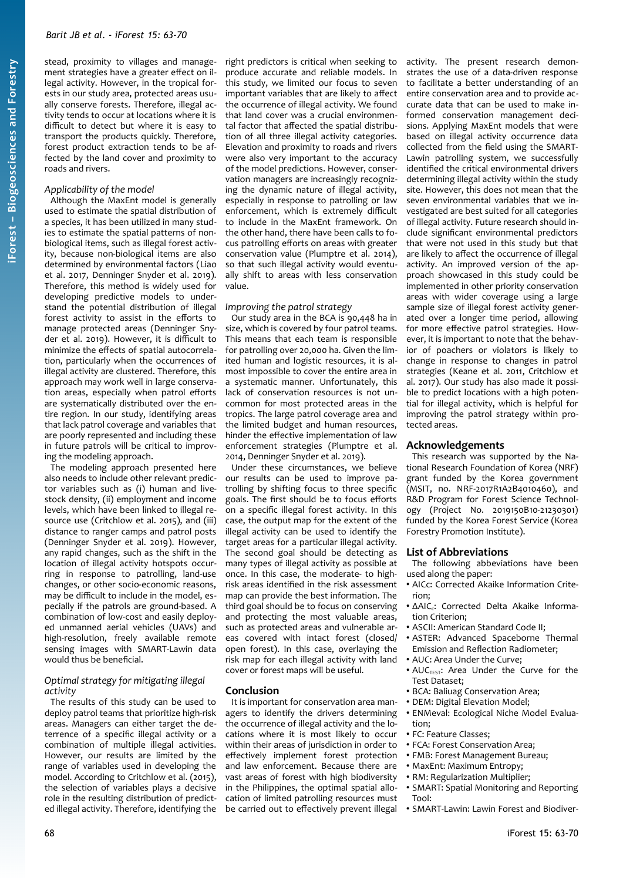stead, proximity to villages and management strategies have a greater effect on illegal activity. However, in the tropical forests in our study area, protected areas usually conserve forests. Therefore, illegal activity tends to occur at locations where it is difficult to detect but where it is easy to transport the products quickly. Therefore, forest product extraction tends to be affected by the land cover and proximity to roads and rivers.

### Applicability of the model

Although the MaxEnt model is generally used to estimate the spatial distribution of a species, it has been utilized in many studies to estimate the spatial patterns of non-biological items, such as illegal forest activity, because non-biological items are also determined by environmental factors (Liao et al. 2017, Denninger Snyder et al. 2019). Therefore, this method is widely used for developing predictive models to understand the potential distribution of illegal forest activity to assist in the efforts to manage protected areas (Denninger Snyder et al. 2019). However, it is difficult to minimize the effects of spatial autocorrelation, particularly when the occurrences of illegal activity are clustered. Therefore, this approach may work well in large conservation areas, especially when patrol efforts are systematically distributed over the entire region. In our study, identifying areas that lack patrol coverage and variables that are poorly represented and including these in future patrols will be critical to improving the modeling approach.

The modeling approach presented here also needs to include other predictor variables such as (i) human and livestock density, (ii) employment and income levels, which have been linked to illegal resource use (Critchlow et al. 2015), and (iii) distance to ranger camps and patrol posts (Denninger Snyder et al. 2019). However, any rapid changes, such as the shift in the location of illegal activity hotspots occurring in response to patrolling, land-use changes, or other socio-economic reasons, may be difficult to include in the model, especially if the patrols are ground-based. A combination of low-cost and easily deployed unmanned aerial vehicles (UAVs) and high-resolution, freely available remote sensing images with SMART-Lawin data would thus be beneficial.

### Optimal strategy for mitigating illegal activity

The results of this study can be used to deploy patrol teams that prioritize high-risk areas. Managers can either target the deterrence of a specific illegal activity or a combination of multiple illegal activities. However, our results are limited by the range of variables used in developing the model. According to Critchlow et al. (2015), the selection of variables plays a decisive role in the resulting distribution of predicted illegal activity. Therefore, identifying the right predictors is critical when seeking to produce accurate and reliable models. In this study, we limited our focus to seven important variables that are likely to affect the occurrence of illegal activity. We found that land cover was a crucial environmental factor that affected the spatial distribution of all three illegal activity categories. Elevation and proximity to roads and rivers were also very important to the accuracy of the model predictions. However, conservation managers are increasingly recognizing the dynamic nature of illegal activity, especially in response to patrolling or law enforcement, which is extremely difficult to include in the MaxEnt framework. On the other hand, there have been calls to focus patrolling efforts on areas with greater conservation value (Plumptre et al. 2014), so that such illegal activity would eventually shift to areas with less conservation value.

### Improving the patrol strategy

Our study area in the BCA is 90,448 ha in size, which is covered by four patrol teams. This means that each team is responsible for patrolling over 20,000 ha. Given the limited human and logistic resources, it is almost impossible to cover the entire area in a systematic manner. Unfortunately, this lack of conservation resources is not uncommon for most protected areas in the tropics. The large patrol coverage area and the limited budget and human resources, hinder the effective implementation of law enforcement strategies (Plumptre et al. 2014, Denninger Snyder et al. 2019).

Under these circumstances, we believe our results can be used to improve patrolling by shifting focus to three specific goals. The first should be to focus efforts on a specific illegal forest activity. In this case, the output map for the extent of the illegal activity can be used to identify the target areas for a particular illegal activity. The second goal should be detecting as many types of illegal activity as possible at once. In this case, the moderate- to high-risk areas identified in the risk assessment map can provide the best information. The third goal should be to focus on conserving and protecting the most valuable areas, such as protected areas and vulnerable areas covered with intact forest (closed/open forest). In this case, overlaying the risk map for each illegal activity with land cover or forest maps will be useful.

## Conclusion

It is important for conservation area managers to identify the drivers determining the occurrence of illegal activity and the locations where it is most likely to occur within their areas of jurisdiction in order to effectively implement forest protection and law enforcement. Because there are vast areas of forest with high biodiversity in the Philippines, the optimal spatial allocation of limited patrolling resources must be carried out to effectively prevent illegal activity. The present research demonstrates the use of a data-driven response to facilitate a better understanding of an entire conservation area and to provide accurate data that can be used to make informed conservation management decisions. Applying MaxEnt models that were based on illegal activity occurrence data collected from the field using the SMART-Lawin patrolling system, we successfully identified the critical environmental drivers determining illegal activity within the study site. However, this does not mean that the seven environmental variables that we investigated are best suited for all categories of illegal activity. Future research should include significant environmental predictors that were not used in this study but that are likely to affect the occurrence of illegal activity. An improved version of the approach showcased in this study could be implemented in other priority conservation areas with wider coverage using a large sample size of illegal forest activity generated over a longer time period, allowing for more effective patrol strategies. However, it is important to note that the behavior of poachers or violators is likely to change in response to changes in patrol strategies (Keane et al. 2011, Critchlow et al. 2017). Our study has also made it possible to predict locations with a high potential for illegal activity, which is helpful for improving the patrol strategy within protected areas.

## Acknowledgements

This research was supported by the National Research Foundation of Korea (NRF) grant funded by the Korea government (MSIT, no. NRF-2017R1A2B4010460), and R&D Program for Forest Science Technology (Project No. 2019150B10-21230301) funded by the Korea Forest Service (Korea Forestry Promotion Institute).

## List of Abbreviations

The following abbreviations have been used along the paper:

- AICc: Corrected Akaike Information Criterion;
- $\Delta AIC_c$: Corrected Delta Akaike Information Criterion;
- ASCII: American Standard Code II;
- ASTER: Advanced Spaceborne Thermal Emission and Reflection Radiometer;
- AUC: Area Under the Curve;
- $AUC_{TEST}$: Area Under the Curve for the Test Dataset;
- BCA: Baliuag Conservation Area;
- DEM: Digital Elevation Model;
- ENMeval: Ecological Niche Model Evaluation;
- FC: Feature Classes;
- FCA: Forest Conservation Area;
- FMB: Forest Management Bureau;
- MaxEnt: Maximum Entropy;
- RM: Regularization Multiplier;
- SMART: Spatial Monitoring and Reporting Tool:
- SMART-Lawin: Lawin Forest and Biodiver-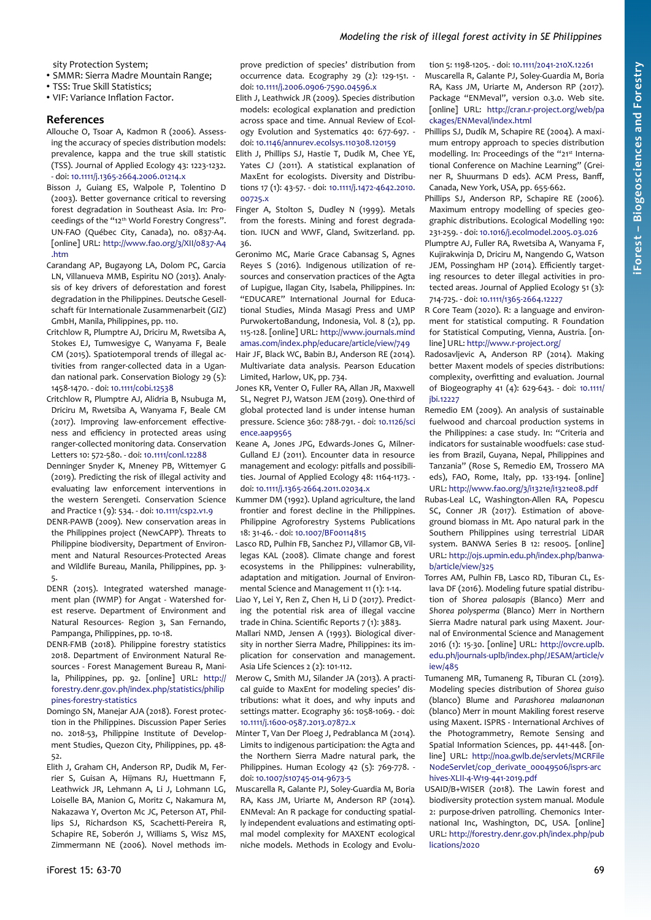sity Protection System;

- SMMR: Sierra Madre Mountain Range;
- TSS: True Skill Statistics;
- VIF: Variance Inflation Factor.

## References

Allouche O, Tsoar A, Kadmon R (2006). Assessing the accuracy of species distribution models: prevalence, kappa and the true skill statistic (TSS). Journal of Applied Ecology 43: 1223-1232. - doi: 10.1111/j.1365-2664.2006.01214.x

Bisson J, Guiang ES, Walpole P, Tolentino D (2003). Better governance critical to reversing forest degradation in Southeast Asia. In: Proceedings of the "12th World Forestry Congress". UN-FAO (Québec City, Canada), no. 0837-A4. [online] URL: http://www.fao.org/3/XII/0837-A4.htm

Carandang AP, Bugayong LA, Dolom PC, Garcia LN, Villanueva MMB, Espiritu NO (2013). Analysis of key drivers of deforestation and forest degradation in the Philippines. Deutsche Gesellschaft für Internationale Zusammenarbeit (GIZ) GmbH, Manila, Philippines, pp. 110.

Critchlow R, Plumptre AJ, Driciru M, Rwetsiba A, Stokes EJ, Tumwesigye C, Wanyama F, Beale CM (2015). Spatiotemporal trends of illegal activities from ranger-collected data in a Ugandan national park. Conservation Biology 29 (5): 1458-1470. - doi: 10.1111/cobi.12538

Critchlow R, Plumptre AJ, Alidria B, Nsubuga M, Driciru M, Rwetsiba A, Wanyama F, Beale CM (2017). Improving law-enforcement effectiveness and efficiency in protected areas using ranger-collected monitoring data. Conservation Letters 10: 572-580. - doi: 10.1111/conl.12288

Denninger Snyder K, Mneney PB, Wittemyer G (2019). Predicting the risk of illegal activity and evaluating law enforcement interventions in the western Serengeti. Conservation Science and Practice 1 (9): 534. - doi: 10.1111/csp2.v1.9

DENR-PAWB (2009). New conservation areas in the Philippines project (NewCAPP). Threats to Philippine biodiversity, Department of Environment and Natural Resources-Protected Areas and Wildlife Bureau, Manila, Philippines, pp. 3-5.

DENR (2015). Integrated watershed management plan (IWMP) for Angat - Watershed forest reserve. Department of Environment and Natural Resources- Region 3, San Fernando, Pampanga, Philippines, pp. 10-18.

DENR-FMB (2018). Philippine forestry statistics 2018. Department of Environment Natural Resources - Forest Management Bureau R, Manila, Philippines, pp. 92. [online] URL: http://forestry.denr.gov.ph/index.php/statistics/philippines-forestry-statistics

Domingo SN, Manejar AJA (2018). Forest protection in the Philippines. Discussion Paper Series no. 2018-53, Philippine Institute of Development Studies, Quezon City, Philippines, pp. 48-52.

Elith J, Graham CH, Anderson RP, Dudik M, Ferrier S, Guisan A, Hijmans RJ, Huettmann F, Leathwick JR, Lehmann A, Li J, Lohmann LG, Loiselle BA, Manion G, Moritz C, Nakamura M, Nakazawa Y, Overton Mc JC, Peterson AT, Phillips SJ, Richardson KS, Scachetti-Pereira R, Schapire RE, Soberón J, Williams S, Wisz MS, Zimmermann NE (2006). Novel methods improve prediction of species' distribution from occurrence data. Ecography 29 (2): 129-151. - doi: 10.1111/j.2006.0906-7590.04596.x

Elith J, Leathwick JR (2009). Species distribution models: ecological explanation and prediction across space and time. Annual Review of Ecology Evolution and Systematics 40: 677-697. - doi: 10.1146/annurev.ecolsys.110308.120159

Elith J, Phillips SJ, Hastie T, Dudík M, Chee YE, Yates CJ (2011). A statistical explanation of MaxEnt for ecologists. Diversity and Distributions 17 (1): 43-57. - doi: 10.1111/j.1472-4642.2010.00725.x

Finger A, Stolton S, Dudley N (1999). Metals from the forests. Mining and forest degradation. IUCN and WWF, Gland, Switzerland. pp. 36.

Geronimo MC, Marie Grace Cabansag S, Agnes Reyes S (2016). Indigenous utilization of resources and conservation practices of the Agta of Lupigue, Ilagan City, Isabela, Philippines. In: "EDUCARE" International Journal for Educational Studies, Minda Masagi Press and UMP PurwokertoBandung, Indonesia, Vol. 8 (2), pp. 115-128. [online] URL: http://www.journals.mindamas.com/index.php/educare/article/view/749

Hair JF, Black WC, Babin BJ, Anderson RE (2014). Multivariate data analysis. Pearson Education Limited, Harlow, UK, pp. 734.

Jones KR, Venter O, Fuller RA, Allan JR, Maxwell SL, Negret PJ, Watson JEM (2019). One-third of global protected land is under intense human pressure. Science 360: 788-791. - doi: 10.1126/science.aap9565

Keane A, Jones JPG, Edwards-Jones G, Milner-Gulland EJ (2011). Encounter data in resource management and ecology: pitfalls and possibilities. Journal of Applied Ecology 48: 1164-1173. - doi: 10.1111/j.1365-2664.2011.02034.x

Kummer DM (1992). Upland agriculture, the land frontier and forest decline in the Philippines. Philippine Agroforestry Systems Publications 18: 31-46. - doi: 10.1007/BF00114815

Lasco RD, Pulhin FB, Sanchez PJ, Villamor GB, Villegas KAL (2008). Climate change and forest ecosystems in the Philippines: vulnerability, adaptation and mitigation. Journal of Environmental Science and Management 11 (1): 1-14.

Liao Y, Lei Y, Ren Z, Chen H, Li D (2017). Predicting the potential risk area of illegal vaccine trade in China. Scientific Reports 7 (1): 3883.

Mallari NMD, Jensen A (1993). Biological diversity in norther Sierra Madre, Philippines: its implication for conservation and management. Asia Life Sciences 2 (2): 101-112.

Merow C, Smith MJ, Silander JA (2013). A practical guide to MaxEnt for modeling species' distributions: what it does, and why inputs and settings matter. Ecography 36: 1058-1069. - doi: 10.1111/j.1600-0587.2013.07872.x

Minter T, Van Der Ploeg J, Pedrablanca M (2014). Limits to indigenous participation: the Agta and the Northern Sierra Madre natural park, the Philippines. Human Ecology 42 (5): 769-778. - doi: 10.1007/s10745-014-9673-5

Muscarella R, Galante PJ, Soley-Guardia M, Boria RA, Kass JM, Uriarte M, Anderson RP (2014). ENMeval: An R package for conducting spatially independent evaluations and estimating optimal model complexity for MAXENT ecological niche models. Methods in Ecology and Evolution 5: 1198-1205. - doi: 10.1111/2041-210X.12261

Muscarella R, Galante PJ, Soley-Guardia M, Boria RA, Kass JM, Uriarte M, Anderson RP (2017). Package "ENMeval", version 0.3.0. Web site. [online] URL: http://cran.r-project.org/web/packages/ENMeval/index.html

Phillips SJ, Dudík M, Schapire RE (2004). A maximum entropy approach to species distribution modelling. In: Proceedings of the "21st International Conference on Machine Learning" (Greiner R, Shuurmans D eds). ACM Press, Banff, Canada, New York, USA, pp. 655-662.

Phillips SJ, Anderson RP, Schapire RE (2006). Maximum entropy modelling of species geographic distributions. Ecological Modelling 190: 231-259. - doi: 10.1016/j.ecolmodel.2005.03.026

Plumptre AJ, Fuller RA, Rwetsiba A, Wanyama F, Kujirakwinja D, Driciru M, Nangendo G, Watson JEM, Possingham HP (2014). Efficiently targeting resources to deter illegal activities in protected areas. Journal of Applied Ecology 51 (3): 714-725. - doi: 10.1111/1365-2664.12227

R Core Team (2020). R: a language and environment for statistical computing. R Foundation for Statistical Computing, Vienna, Austria. [online] URL: http://www.r-project.org/

Radosavljevic A, Anderson RP (2014). Making better Maxent models of species distributions: complexity, overfitting and evaluation. Journal of Biogeography 41 (4): 629-643. - doi: 10.1111/jbi.12227

Remedio EM (2009). An analysis of sustainable fuelwood and charcoal production systems in the Philippines: a case study. In: "Criteria and indicators for sustainable woodfuels: case studies from Brazil, Guyana, Nepal, Philippines and Tanzania" (Rose S, Remedio EM, Trossero MA eds), FAO, Rome, Italy, pp. 133-194. [online] URL: http://www.fao.org/3/i1321e/i1321e08.pdf

Rubas-Leal LC, Washington-Allen RA, Popescu SC, Conner JR (2017). Estimation of above-ground biomass in Mt. Apo natural park in the Southern Philippines using terrestrial LiDAR system. BANWA Series B 12: res005. [online] URL: http://ojs.upmin.edu.ph/index.php/banwa-b/article/view/325

Torres AM, Pulhin FB, Lasco RD, Tiburan CL, Eslava DF (2016). Modeling future spatial distribution of *Shorea palosapis* (Blanco) Merr and *Shorea polysperma* (Blanco) Merr in Northern Sierra Madre natural park using Maxent. Journal of Environmental Science and Management 2016 (1): 15-30. [online] URL: http://ovcre.uplb.edu.ph/journals-uplb/index.php/JESAM/article/view/485

Tumaneng MR, Tumaneng R, Tiburan CL (2019). Modeling species distribution of *Shorea guiso* (blanco) Blume and *Parashorea malaanonan* (blanco) Merr in mount Makiling forest reserve using Maxent. ISPRS - International Archives of the Photogrammetry, Remote Sensing and Spatial Information Sciences, pp. 441-448. [online] URL: http://noa.gwlb.de/servlets/MCRFileNodeServlet/cop_derivate_00049506/isprs-archives-XLII-4-W19-441-2019.pdf

USAID/B+WISER (2018). The Lawin forest and biodiversity protection system manual. Module 2: purpose-driven patrolling. Chemonics International Inc, Washington, DC, USA. [online] URL: http://forestry.denr.gov.ph/index.php/publications/2020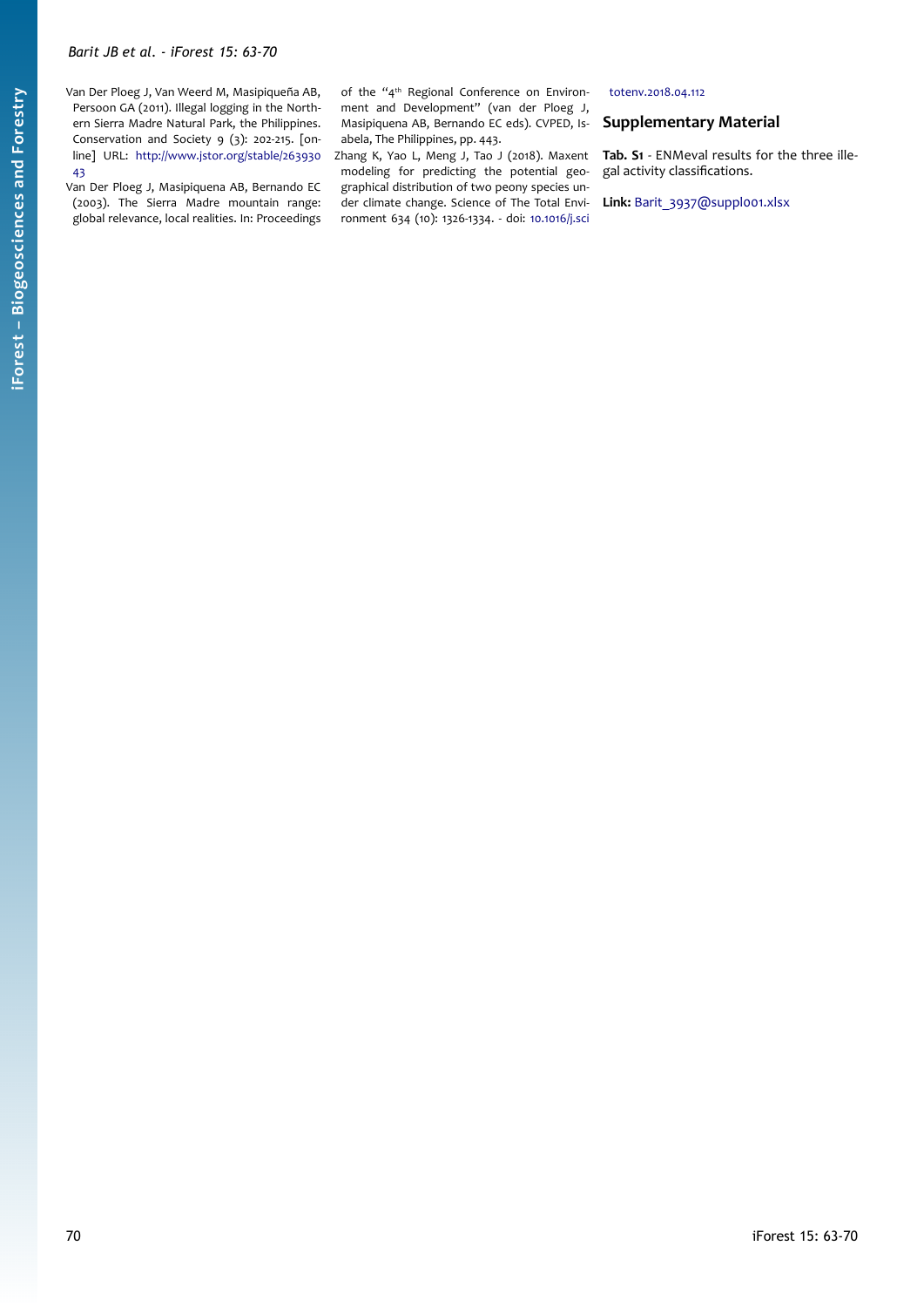Van Der Ploeg J, Van Weerd M, Masipiqueña AB, Persoon GA (2011). Illegal logging in the Northern Sierra Madre Natural Park, the Philippines. Conservation and Society 9 (3): 202-215. [online] URL: http://www.jstor.org/stable/26393043

Van Der Ploeg J, Masipiquena AB, Bernando EC (2003). The Sierra Madre mountain range: global relevance, local realities. In: Proceedings of the "4th Regional Conference on Environment and Development" (van der Ploeg J, Masipiquena AB, Bernardo EC eds). CVPED, Isabela, The Philippines, pp. 443.

Zhang K, Yao L, Meng J, Tao J (2018). Maxent modeling for predicting the potential geographical distribution of two peony species under climate change. Science of The Total Environment 634 (10): 1326-1334. - doi: 10.1016/j.scitotenv.2018.04.112

## Supplementary Material

**Tab. S1** - ENMeval results for the three illegal activity classifications.

**Link:** Barit_3937@suppl001.xlsx